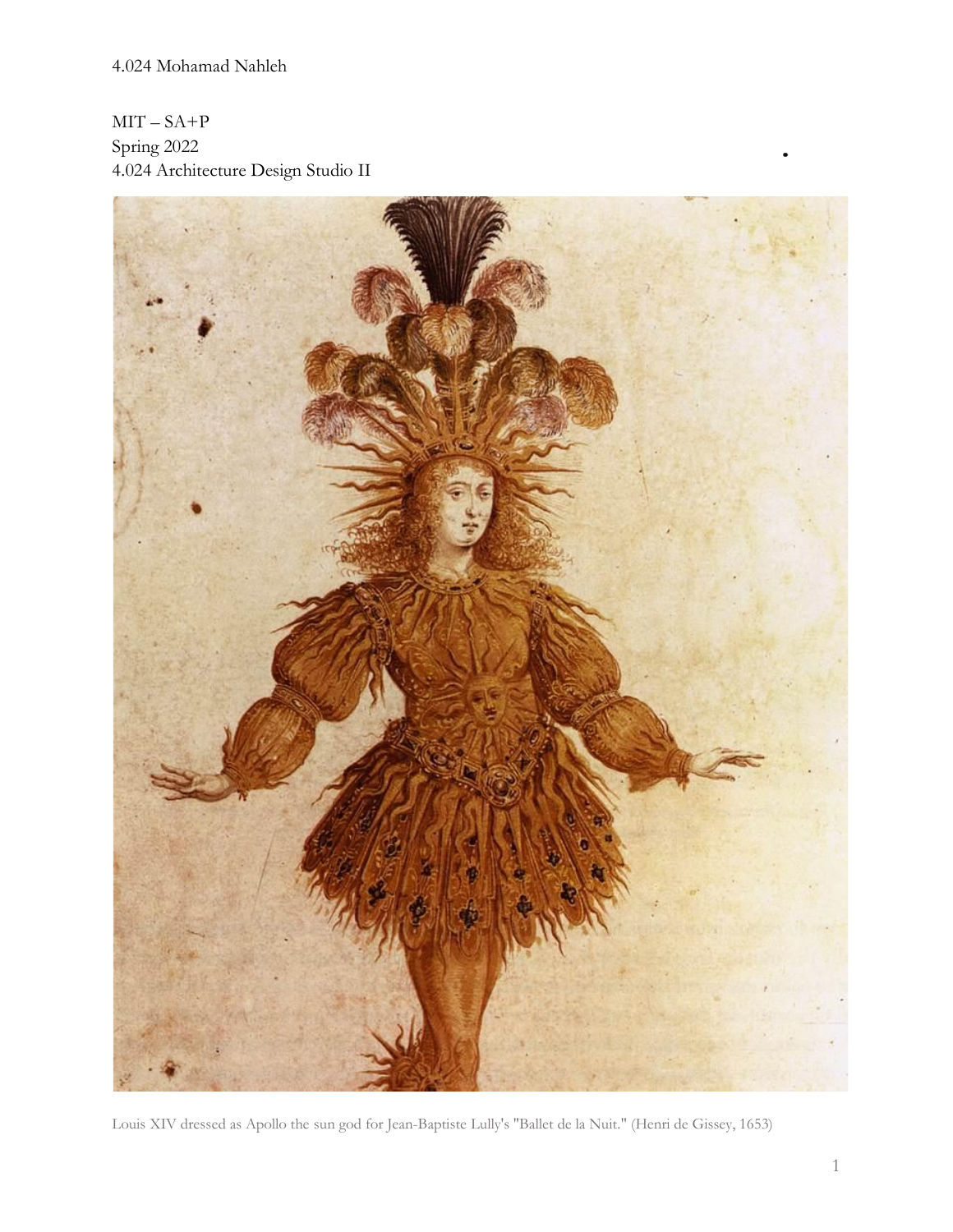4.024 Mohamad Nahleh

MIT – SA+P
Spring 2022
4.024 Architecture Design Studio II

Louis XIV dressed as Apollo the sun god for Jean-Baptiste Lully's "Ballet de la Nuit." (Henri de Gissey, 1653)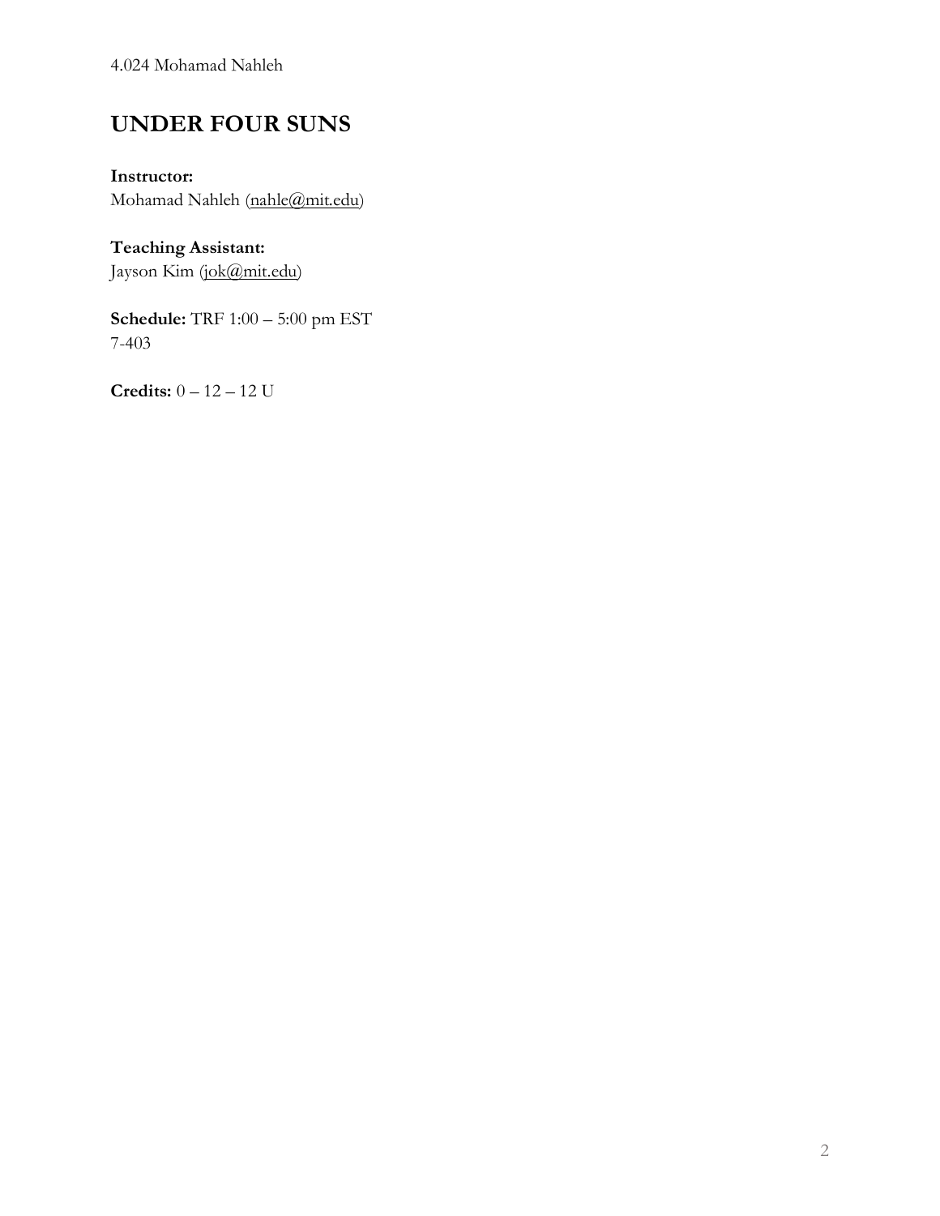4.024 Mohamad Nahleh

# UNDER FOUR SUNS

**Instructor:**
Mohamad Nahleh (nahle@mit.edu)

**Teaching Assistant:**
Jayson Kim (jok@mit.edu)

**Schedule:** TRF 1:00 – 5:00 pm EST
7-403

**Credits:** 0 – 12 – 12 U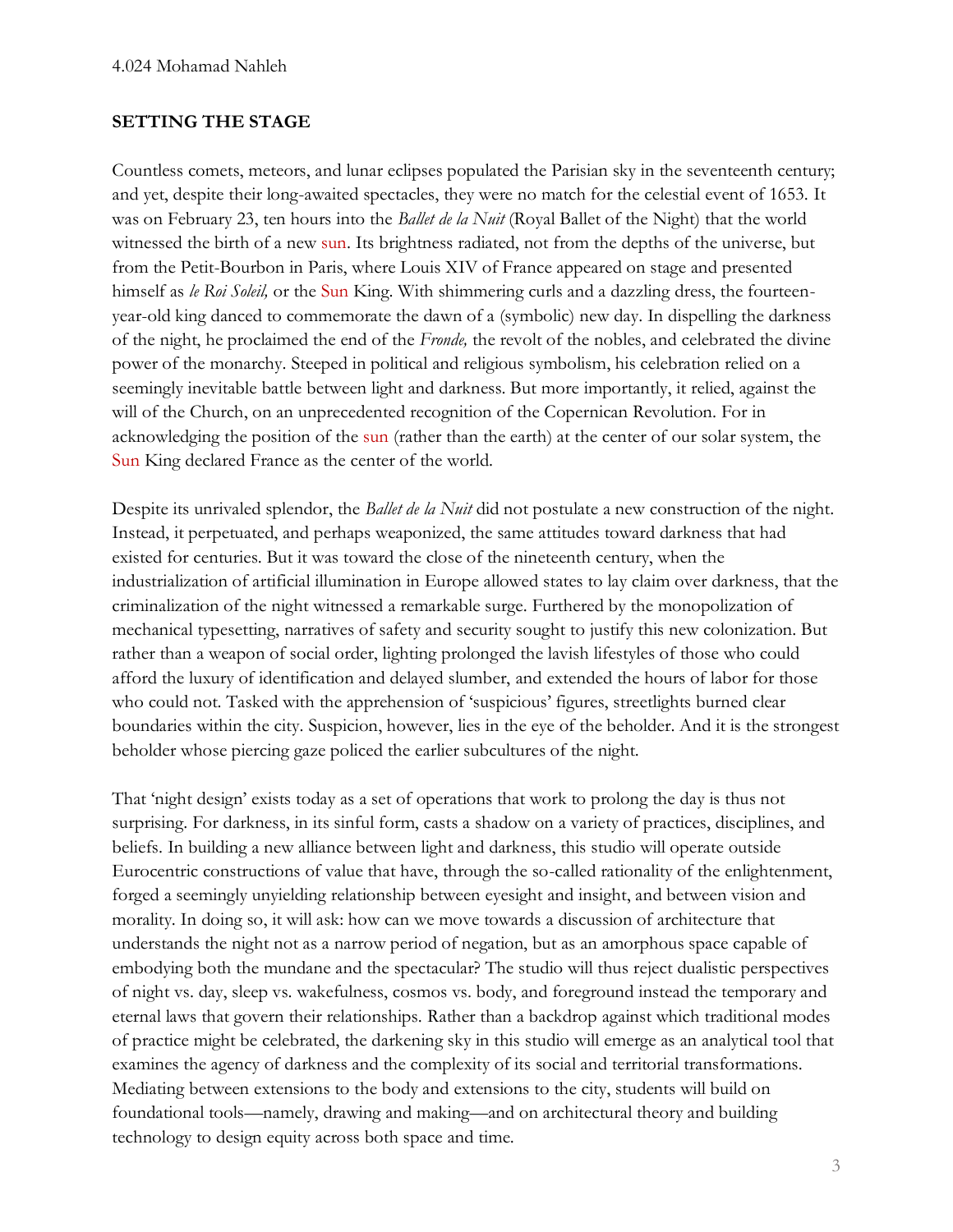## SETTING THE STAGE

Countless comets, meteors, and lunar eclipses populated the Parisian sky in the seventeenth century; and yet, despite their long-awaited spectacles, they were no match for the celestial event of 1653. It was on February 23, ten hours into the *Ballet de la Nuit* (Royal Ballet of the Night) that the world witnessed the birth of a new sun. Its brightness radiated, not from the depths of the universe, but from the Petit-Bourbon in Paris, where Louis XIV of France appeared on stage and presented himself as *le Roi Soleil,* or the Sun King. With shimmering curls and a dazzling dress, the fourteen-year-old king danced to commemorate the dawn of a (symbolic) new day. In dispelling the darkness of the night, he proclaimed the end of the *Fronde,* the revolt of the nobles, and celebrated the divine power of the monarchy. Steeped in political and religious symbolism, his celebration relied on a seemingly inevitable battle between light and darkness. But more importantly, it relied, against the will of the Church, on an unprecedented recognition of the Copernican Revolution. For in acknowledging the position of the sun (rather than the earth) at the center of our solar system, the Sun King declared France as the center of the world.

Despite its unrivaled splendor, the *Ballet de la Nuit* did not postulate a new construction of the night. Instead, it perpetuated, and perhaps weaponized, the same attitudes toward darkness that had existed for centuries. But it was toward the close of the nineteenth century, when the industrialization of artificial illumination in Europe allowed states to lay claim over darkness, that the criminalization of the night witnessed a remarkable surge. Furthered by the monopolization of mechanical typesetting, narratives of safety and security sought to justify this new colonization. But rather than a weapon of social order, lighting prolonged the lavish lifestyles of those who could afford the luxury of identification and delayed slumber, and extended the hours of labor for those who could not. Tasked with the apprehension of 'suspicious' figures, streetlights burned clear boundaries within the city. Suspicion, however, lies in the eye of the beholder. And it is the strongest beholder whose piercing gaze policed the earlier subcultures of the night.

That 'night design' exists today as a set of operations that work to prolong the day is thus not surprising. For darkness, in its sinful form, casts a shadow on a variety of practices, disciplines, and beliefs. In building a new alliance between light and darkness, this studio will operate outside Eurocentric constructions of value that have, through the so-called rationality of the enlightenment, forged a seemingly unyielding relationship between eyesight and insight, and between vision and morality. In doing so, it will ask: how can we move towards a discussion of architecture that understands the night not as a narrow period of negation, but as an amorphous space capable of embodying both the mundane and the spectacular? The studio will thus reject dualistic perspectives of night vs. day, sleep vs. wakefulness, cosmos vs. body, and foreground instead the temporary and eternal laws that govern their relationships. Rather than a backdrop against which traditional modes of practice might be celebrated, the darkening sky in this studio will emerge as an analytical tool that examines the agency of darkness and the complexity of its social and territorial transformations. Mediating between extensions to the body and extensions to the city, students will build on foundational tools—namely, drawing and making—and on architectural theory and building technology to design equity across both space and time.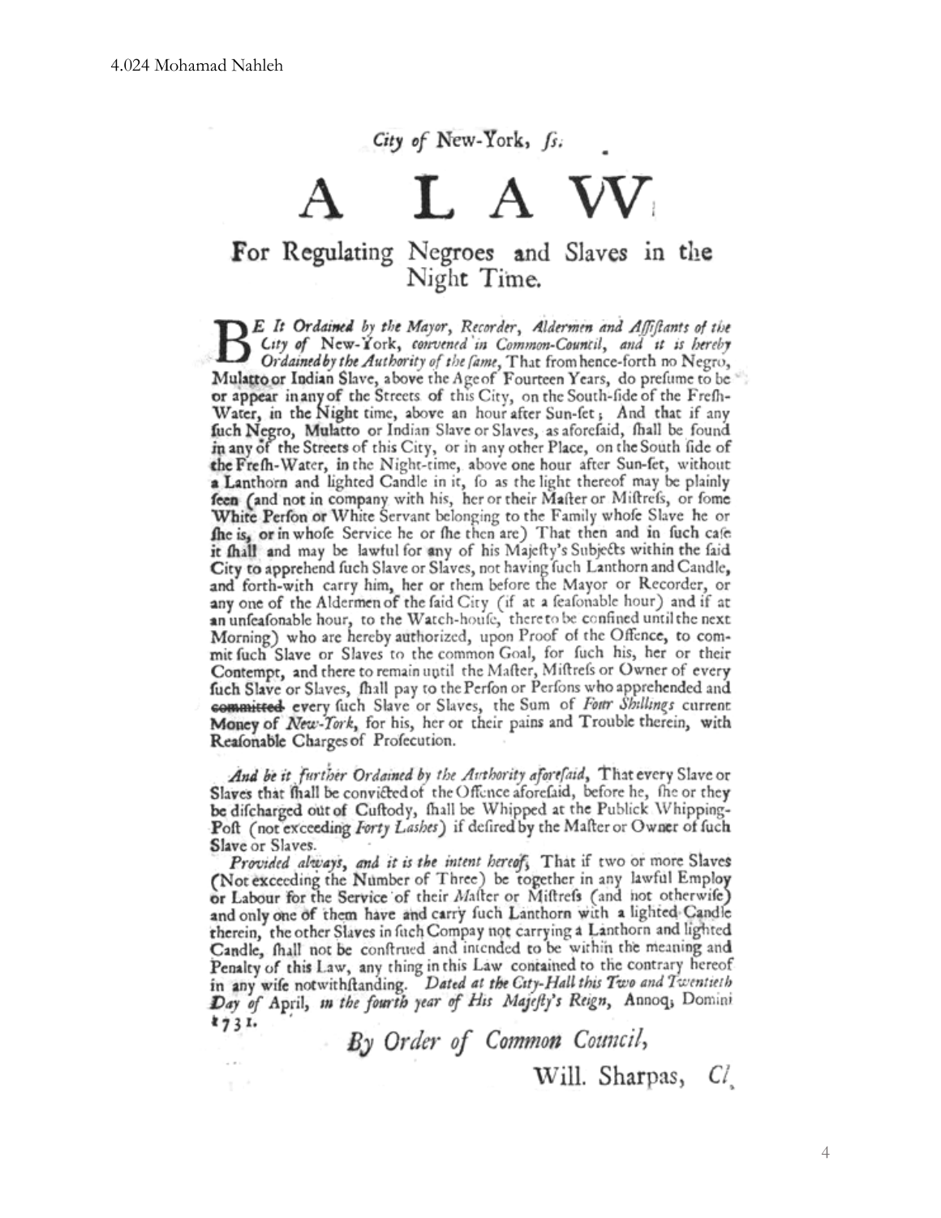City *of* New-York, *ſs.*

# A LAW

## For Regulating Negroes and Slaves in the Night Time.

BE *It Ordained by the Mayor, Recorder, Aldermen and Aſſiſtants of the City of* New-York, *convened in Common-Council, and it is hereby Ordained by the Authority of the ſame,* That from hence-forth no Negro, Mulatto or Indian Slave, above the Age of Fourteen Years, do preſume to be or appear in any of the Streets of this City, on the South-ſide of the Freſh-Water, in the Night time, above an hour after Sun-ſet; And that if any ſuch Negro, Mulatto or Indian Slave or Slaves, as aforeſaid, ſhall be found in any of the Streets of this City, or in any other Place, on the South ſide of the Freſh-Water, in the Night-time, above one hour after Sun-ſet, without a Lanthorn and lighted Candle in it, ſo as the light thereof may be plainly ſeen (and not in company with his, her or their Maſter or Miſtreſs, or ſome White Perſon or White Servant belonging to the Family whoſe Slave he or ſhe is, or in whoſe Service he or ſhe then are) That then and in ſuch caſe it ſhall and may be lawful for any of his Majeſty's Subjects within the ſaid City to apprehend ſuch Slave or Slaves, not having ſuch Lanthorn and Candle, and forth-with carry him, her or them before the Mayor or Recorder, or any one of the Aldermen of the ſaid City (if at a ſeaſonable hour) and if at an unſeaſonable hour, to the Watch-houſe, there to be confined until the next Morning) who are hereby authorized, upon Proof of the Offence, to commit ſuch Slave or Slaves to the common Goal, for ſuch his, her or their Contempt, and there to remain until the Maſter, Miſtreſs or Owner of every ſuch Slave or Slaves, ſhall pay to the Perſon or Perſons who apprehended and committed every ſuch Slave or Slaves, the Sum of *Four Shillings* current Money of *New-York*, for his, her or their pains and Trouble therein, with Reaſonable Charges of Proſecution.

*And be it further Ordained by the Authority aforeſaid,* That every Slave or Slaves that ſhall be convicted of the Offence aforeſaid, before he, ſhe or they be diſcharged out of Cuſtody, ſhall be Whipped at the Publick Whipping-Poſt (not exceeding *Forty Lashes*) if deſired by the Maſter or Owner of ſuch Slave or Slaves.

*Provided always, and it is the intent hereof,* That if two or more Slaves (Not exceeding the Number of Three) be together in any lawful Employ or Labour for the Service of their *Maſter* or Miſtreſs (and not otherwiſe) and only one of them have and carry ſuch Lanthorn with a lighted Candle therein, the other Slaves in ſuch Company not carrying a Lanthorn and lighted Candle, ſhall not be conſtrued and intended to be within the meaning and Penalty of this Law, any thing in this Law contained to the contrary hereof in any wiſe notwithſtanding. *Dated at the City-Hall this Two and Twentieth Day of* April, *in the fourth year of His Majeſty's Reign,* Annoq; Domini 1731.

*By Order of Common Council,*

Will. Sharpas, *Cl.*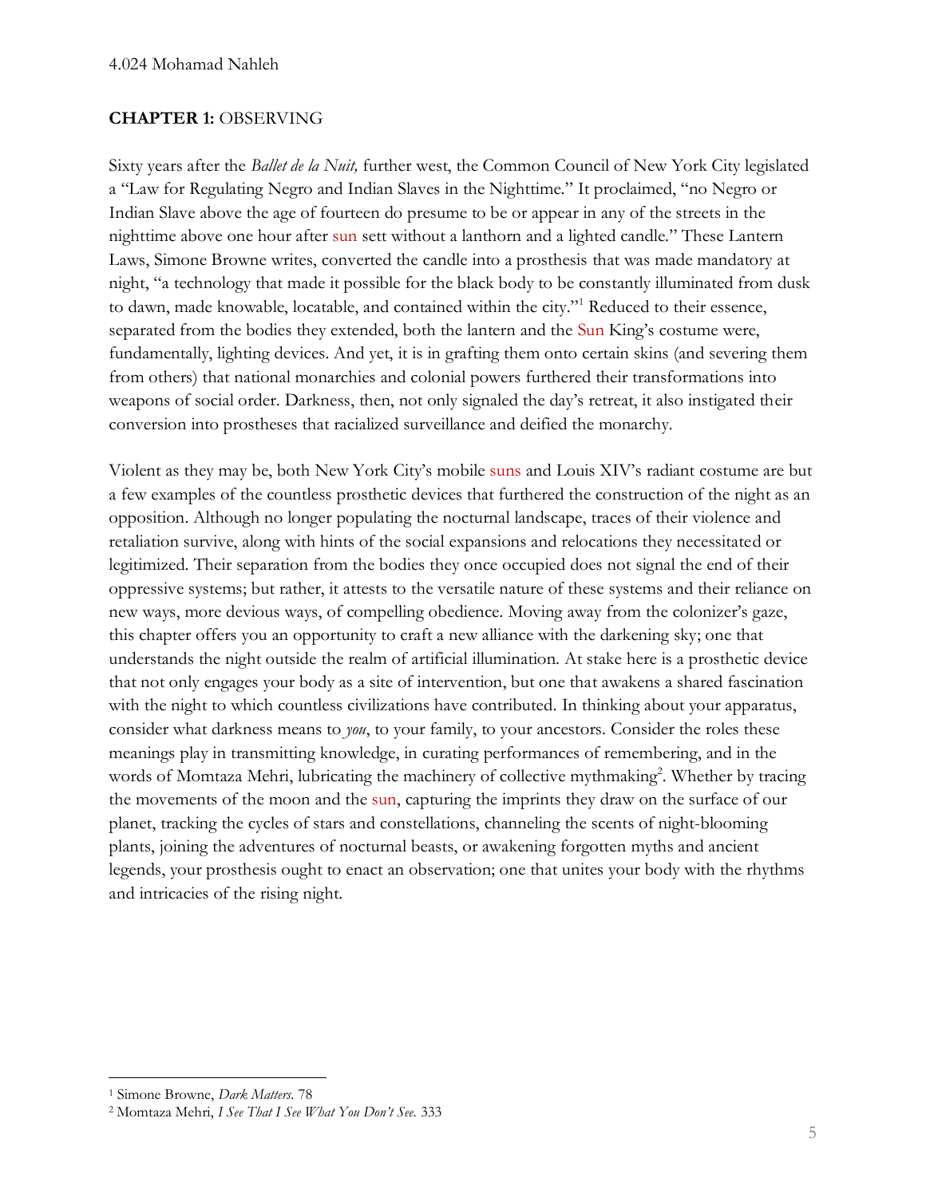4.024 Mohamad Nahleh

## **CHAPTER 1:** OBSERVING

Sixty years after the *Ballet de la Nuit,* further west, the Common Council of New York City legislated a "Law for Regulating Negro and Indian Slaves in the Nighttime." It proclaimed, "no Negro or Indian Slave above the age of fourteen do presume to be or appear in any of the streets in the nighttime above one hour after sun sett without a lanthorn and a lighted candle." These Lantern Laws, Simone Browne writes, converted the candle into a prosthesis that was made mandatory at night, "a technology that made it possible for the black body to be constantly illuminated from dusk to dawn, made knowable, locatable, and contained within the city."[1] Reduced to their essence, separated from the bodies they extended, both the lantern and the Sun King's costume were, fundamentally, lighting devices. And yet, it is in grafting them onto certain skins (and severing them from others) that national monarchies and colonial powers furthered their transformations into weapons of social order. Darkness, then, not only signaled the day's retreat, it also instigated their conversion into prostheses that racialized surveillance and deified the monarchy.

Violent as they may be, both New York City's mobile suns and Louis XIV's radiant costume are but a few examples of the countless prosthetic devices that furthered the construction of the night as an opposition. Although no longer populating the nocturnal landscape, traces of their violence and retaliation survive, along with hints of the social expansions and relocations they necessitated or legitimized. Their separation from the bodies they once occupied does not signal the end of their oppressive systems; but rather, it attests to the versatile nature of these systems and their reliance on new ways, more devious ways, of compelling obedience. Moving away from the colonizer's gaze, this chapter offers you an opportunity to craft a new alliance with the darkening sky; one that understands the night outside the realm of artificial illumination. At stake here is a prosthetic device that not only engages your body as a site of intervention, but one that awakens a shared fascination with the night to which countless civilizations have contributed. In thinking about your apparatus, consider what darkness means to *you*, to your family, to your ancestors. Consider the roles these meanings play in transmitting knowledge, in curating performances of remembering, and in the words of Momtaza Mehri, lubricating the machinery of collective mythmaking[2]. Whether by tracing the movements of the moon and the sun, capturing the imprints they draw on the surface of our planet, tracking the cycles of stars and constellations, channeling the scents of night-blooming plants, joining the adventures of nocturnal beasts, or awakening forgotten myths and ancient legends, your prosthesis ought to enact an observation; one that unites your body with the rhythms and intricacies of the rising night.

---

[1] Simone Browne, *Dark Matters*. 78

[2] Momtaza Mehri, *I See That I See What You Don't See*. 333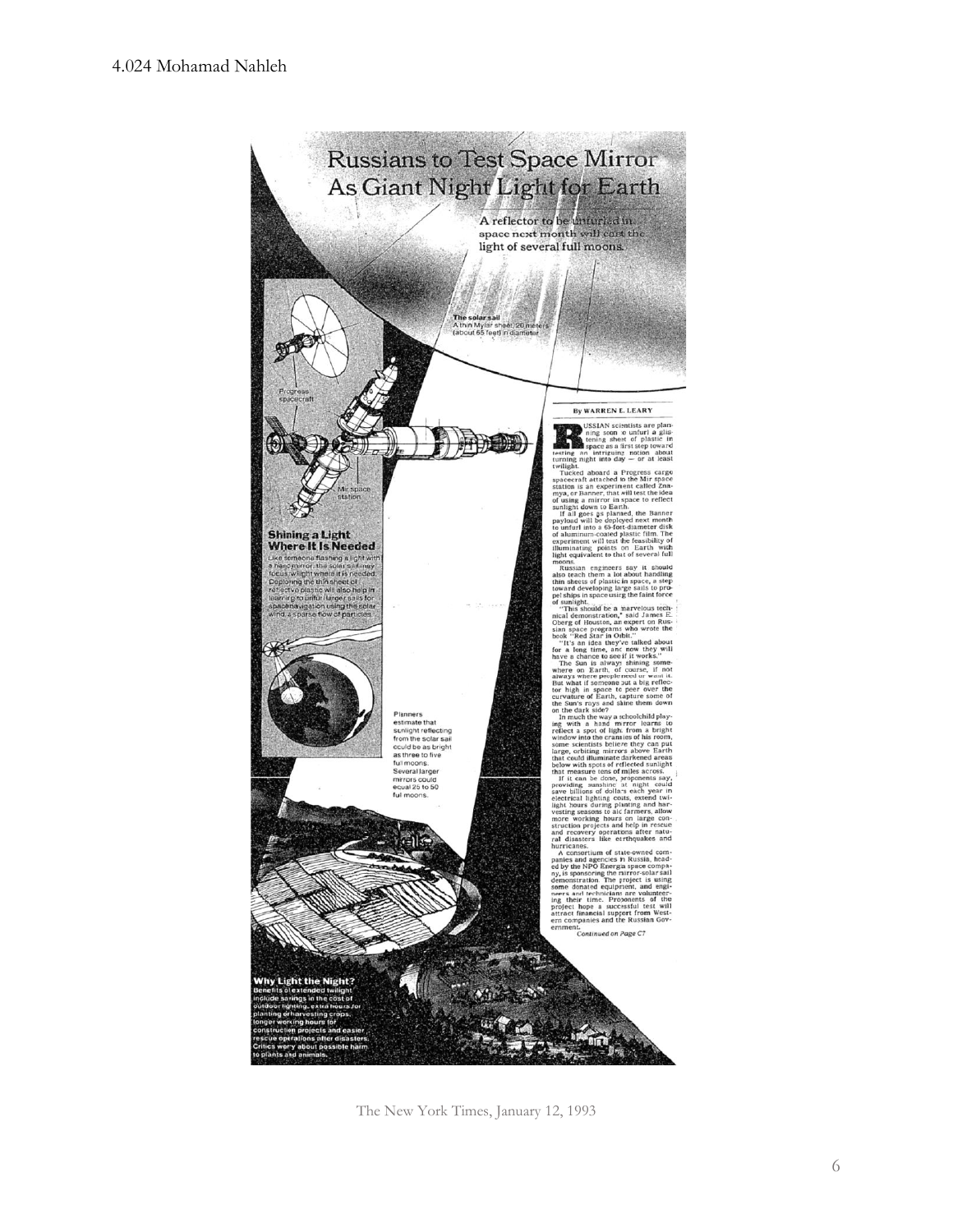4.024 Mohamad Nahleh

# Russians to Test Space Mirror As Giant Night Light for Earth

**A reflector to be unfurled in space next month will cast the light of several full moons.**

**The solar sail**
A thin Mylar sheet, 20 meters (about 65 feet) in diameter

Progress spacecraft

Mir space station

**Shining a Light Where It Is Needed**
Like someone flashing a light with a hand mirror, the solar sail may focus twilight where it is needed. Deploying the thin sheet of reflective plastic will also help in learning to unfurl larger sails for spacenavigation using the solar wind, a sparse flow of particles.

Planners estimate that sunlight reflecting from the solar sail could be as bright as three to five full moons. Several larger mirrors could equal 25 to 50 full moons.

**Why Light the Night?**
Benefits of extended twilight include savings in the cost of outdoor lighting, extra hours for planting or harvesting crops, longer working hours for construction projects and easier rescue operations after disasters. Critics worry about possible harm to plants and animals.

**By WARREN E. LEARY**

RUSSIAN scientists are planning soon to unfurl a glistening sheet of plastic in space as a first step toward testing an intriguing notion about turning night into day — or at least twilight.

Tucked aboard a Progress cargo spacecraft attached to the Mir space station is an experiment called Znamya, or Banner, that will test the idea of using a mirror in space to reflect sunlight down to Earth.

If all goes as planned, the Banner payload will be deployed next month to unfurl into a 65-foot-diameter disk of aluminum-coated plastic film. The experiment will test the feasibility of illuminating points on Earth with light equivalent to that of several full moons.

Russian engineers say it should also teach them a lot about handling thin sheets of plastic in space, a step toward developing large sails to propel ships in space using the faint force of sunlight.

"This should be a marvelous technical demonstration," said James E. Oberg of Houston, an expert on Russian space programs who wrote the book "Red Star in Orbit."

"It's an idea they've talked about for a long time, and now they will have a chance to see if it works."

The Sun is always shining somewhere on Earth, of course, if not always where people need or want it. But what if someone put a big reflector high in space to peer over the curvature of Earth, capture some of the Sun's rays and shine them down on the dark side?

In much the way a schoolchild playing with a hand mirror learns to reflect a spot of light from a bright window into the crannies of his room, some scientists believe they can put large, orbiting mirrors above Earth that could illuminate darkened areas below with spots of reflected sunlight that measure tens of miles across.

If it can be done, proponents say, providing sunshine at night could save billions of dollars each year in electrical lighting costs, extend twilight hours during planting and harvesting seasons to aid farmers, allow more working hours on large construction projects and help in rescue and recovery operations after natural disasters like earthquakes and hurricanes.

A consortium of state-owned companies and agencies in Russia, headed by the NPO Energia space company, is sponsoring the mirror-solar sail demonstration. The project is using some donated equipment, and engineers and technicians are volunteering their time. Proponents of the project hope a successful test will attract financial support from Western companies and the Russian Government.

*Continued on Page C7*

The New York Times, January 12, 1993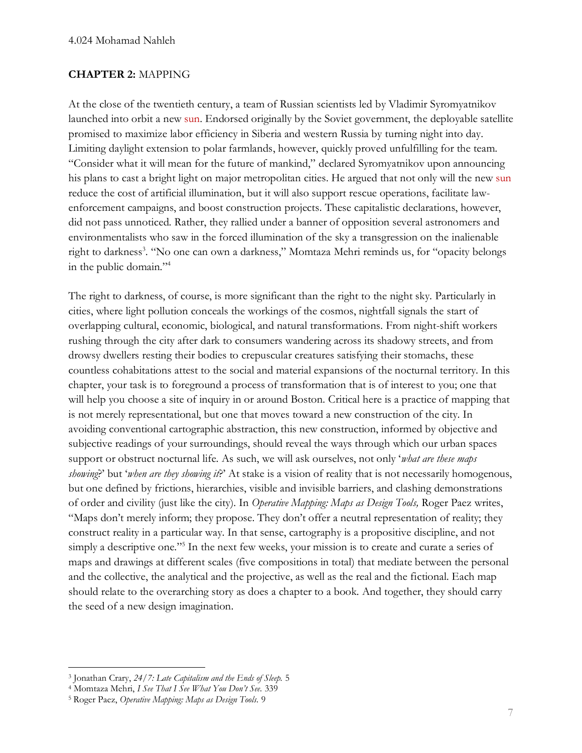**CHAPTER 2:** MAPPING

At the close of the twentieth century, a team of Russian scientists led by Vladimir Syromyatnikov launched into orbit a new sun. Endorsed originally by the Soviet government, the deployable satellite promised to maximize labor efficiency in Siberia and western Russia by turning night into day. Limiting daylight extension to polar farmlands, however, quickly proved unfulfilling for the team. "Consider what it will mean for the future of mankind," declared Syromyatnikov upon announcing his plans to cast a bright light on major metropolitan cities. He argued that not only will the new sun reduce the cost of artificial illumination, but it will also support rescue operations, facilitate law-enforcement campaigns, and boost construction projects. These capitalistic declarations, however, did not pass unnoticed. Rather, they rallied under a banner of opposition several astronomers and environmentalists who saw in the forced illumination of the sky a transgression on the inalienable right to darkness[3]. "No one can own a darkness," Momtaza Mehri reminds us, for "opacity belongs in the public domain."[4]

The right to darkness, of course, is more significant than the right to the night sky. Particularly in cities, where light pollution conceals the workings of the cosmos, nightfall signals the start of overlapping cultural, economic, biological, and natural transformations. From night-shift workers rushing through the city after dark to consumers wandering across its shadowy streets, and from drowsy dwellers resting their bodies to crepuscular creatures satisfying their stomachs, these countless cohabitations attest to the social and material expansions of the nocturnal territory. In this chapter, your task is to foreground a process of transformation that is of interest to you; one that will help you choose a site of inquiry in or around Boston. Critical here is a practice of mapping that is not merely representational, but one that moves toward a new construction of the city. In avoiding conventional cartographic abstraction, this new construction, informed by objective and subjective readings of your surroundings, should reveal the ways through which our urban spaces support or obstruct nocturnal life. As such, we will ask ourselves, not only '*what are these maps showing*?' but '*when are they showing it*?' At stake is a vision of reality that is not necessarily homogenous, but one defined by frictions, hierarchies, visible and invisible barriers, and clashing demonstrations of order and civility (just like the city). In *Operative Mapping: Maps as Design Tools,* Roger Paez writes, "Maps don't merely inform; they propose. They don't offer a neutral representation of reality; they construct reality in a particular way. In that sense, cartography is a propositive discipline, and not simply a descriptive one."[5] In the next few weeks, your mission is to create and curate a series of maps and drawings at different scales (five compositions in total) that mediate between the personal and the collective, the analytical and the projective, as well as the real and the fictional. Each map should relate to the overarching story as does a chapter to a book. And together, they should carry the seed of a new design imagination.

---

[3] Jonathan Crary, *24/7: Late Capitalism and the Ends of Sleep.* 5

[4] Momtaza Mehri, *I See That I See What You Don't See.* 339

[5] Roger Paez, *Operative Mapping: Maps as Design Tools.* 9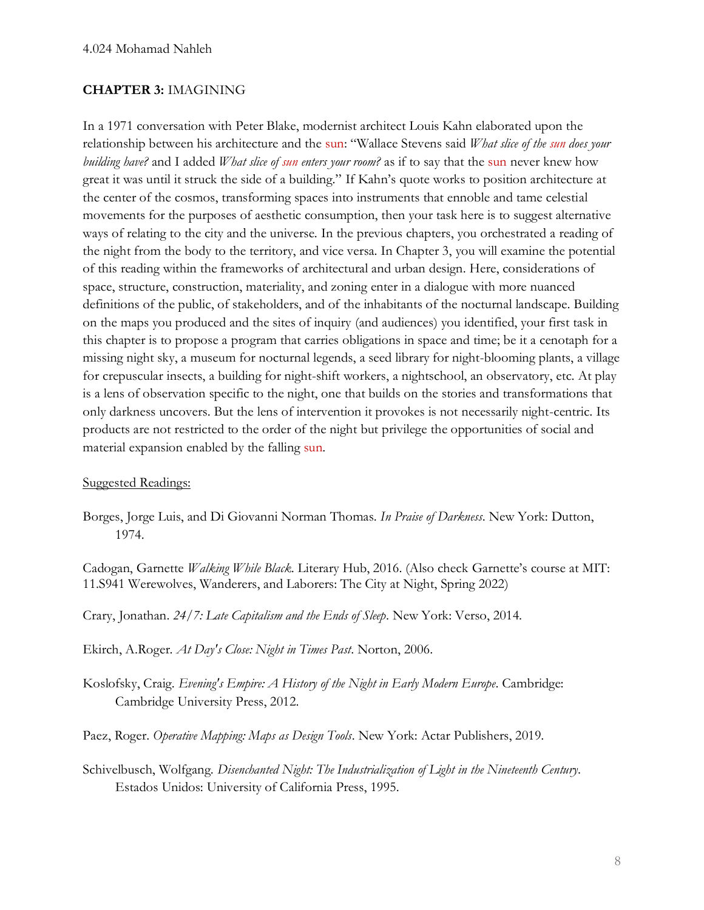4.024 Mohamad Nahleh

**CHAPTER 3:** IMAGINING

In a 1971 conversation with Peter Blake, modernist architect Louis Kahn elaborated upon the relationship between his architecture and the sun: "Wallace Stevens said *What slice of the sun does your building have?* and I added *What slice of sun enters your room?* as if to say that the sun never knew how great it was until it struck the side of a building." If Kahn's quote works to position architecture at the center of the cosmos, transforming spaces into instruments that ennoble and tame celestial movements for the purposes of aesthetic consumption, then your task here is to suggest alternative ways of relating to the city and the universe. In the previous chapters, you orchestrated a reading of the night from the body to the territory, and vice versa. In Chapter 3, you will examine the potential of this reading within the frameworks of architectural and urban design. Here, considerations of space, structure, construction, materiality, and zoning enter in a dialogue with more nuanced definitions of the public, of stakeholders, and of the inhabitants of the nocturnal landscape. Building on the maps you produced and the sites of inquiry (and audiences) you identified, your first task in this chapter is to propose a program that carries obligations in space and time; be it a cenotaph for a missing night sky, a museum for nocturnal legends, a seed library for night-blooming plants, a village for crepuscular insects, a building for night-shift workers, a nightschool, an observatory, etc. At play is a lens of observation specific to the night, one that builds on the stories and transformations that only darkness uncovers. But the lens of intervention it provokes is not necessarily night-centric. Its products are not restricted to the order of the night but privilege the opportunities of social and material expansion enabled by the falling sun.

<u>Suggested Readings:</u>

Borges, Jorge Luis, and Di Giovanni Norman Thomas. *In Praise of Darkness*. New York: Dutton, 1974.

Cadogan, Garnette *Walking While Black*. Literary Hub, 2016. (Also check Garnette's course at MIT: 11.S941 Werewolves, Wanderers, and Laborers: The City at Night, Spring 2022)

Crary, Jonathan. *24/7: Late Capitalism and the Ends of Sleep*. New York: Verso, 2014.

Ekirch, A.Roger. *At Day's Close: Night in Times Past*. Norton, 2006.

Koslofsky, Craig. *Evening's Empire: A History of the Night in Early Modern Europe*. Cambridge: Cambridge University Press, 2012.

Paez, Roger. *Operative Mapping: Maps as Design Tools*. New York: Actar Publishers, 2019.

Schivelbusch, Wolfgang. *Disenchanted Night: The Industrialization of Light in the Nineteenth Century*. Estados Unidos: University of California Press, 1995.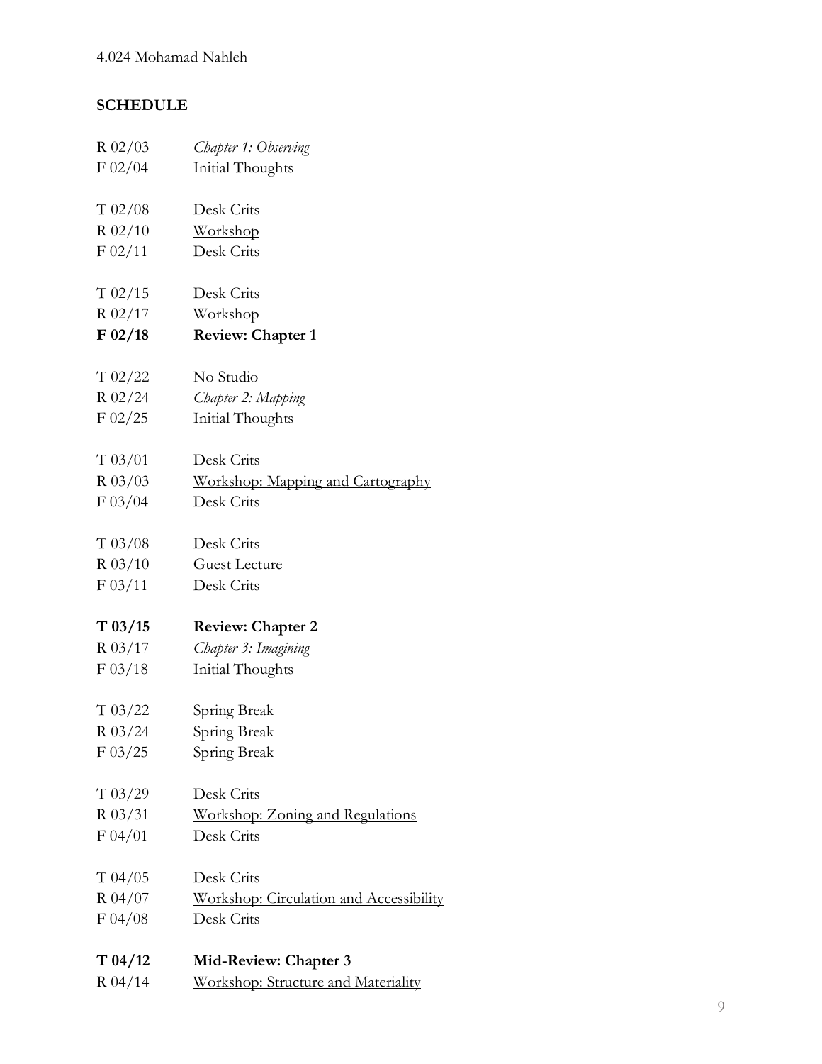4.024 Mohamad Nahleh

## SCHEDULE

R 02/03 *Chapter 1: Observing*
F 02/04 Initial Thoughts

T 02/08 Desk Crits
R 02/10 <u>Workshop</u>
F 02/11 Desk Crits

T 02/15 Desk Crits
R 02/17 <u>Workshop</u>
**F 02/18 Review: Chapter 1**

T 02/22 No Studio
R 02/24 *Chapter 2: Mapping*
F 02/25 Initial Thoughts

T 03/01 Desk Crits
R 03/03 <u>Workshop: Mapping and Cartography</u>
F 03/04 Desk Crits

T 03/08 Desk Crits
R 03/10 Guest Lecture
F 03/11 Desk Crits

**T 03/15 Review: Chapter 2**
R 03/17 *Chapter 3: Imagining*
F 03/18 Initial Thoughts

T 03/22 Spring Break
R 03/24 Spring Break
F 03/25 Spring Break

T 03/29 Desk Crits
R 03/31 <u>Workshop: Zoning and Regulations</u>
F 04/01 Desk Crits

T 04/05 Desk Crits
R 04/07 <u>Workshop: Circulation and Accessibility</u>
F 04/08 Desk Crits

**T 04/12 Mid-Review: Chapter 3**
R 04/14 <u>Workshop: Structure and Materiality</u>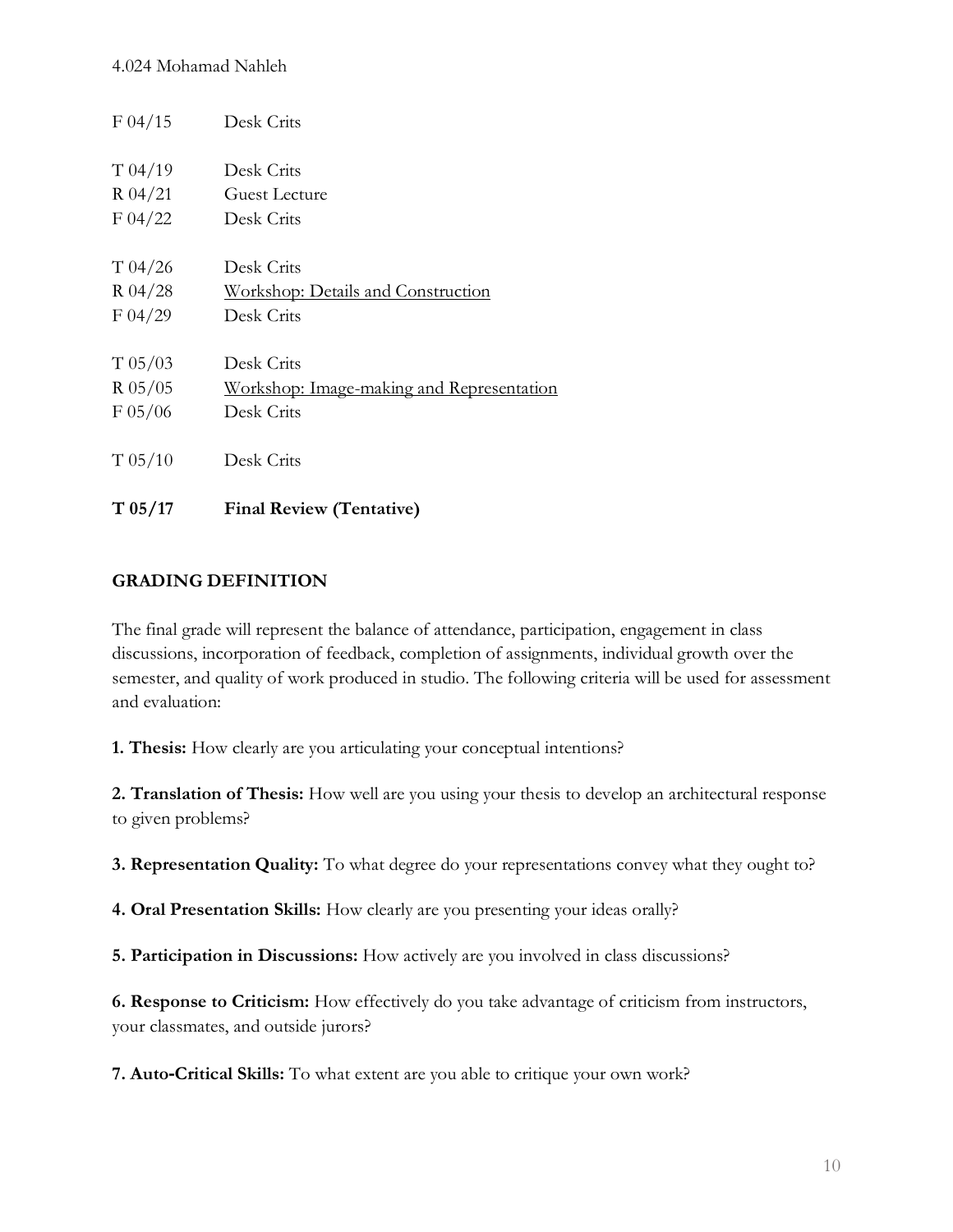| | |
|---|---|
| F 04/15 | Desk Crits |
| T 04/19 | Desk Crits |
| R 04/21 | Guest Lecture |
| F 04/22 | Desk Crits |
| T 04/26 | Desk Crits |
| R 04/28 | <u>Workshop: Details and Construction</u> |
| F 04/29 | Desk Crits |
| T 05/03 | Desk Crits |
| R 05/05 | <u>Workshop: Image-making and Representation</u> |
| F 05/06 | Desk Crits |
| T 05/10 | Desk Crits |
| **T 05/17** | **Final Review (Tentative)** |

## GRADING DEFINITION

The final grade will represent the balance of attendance, participation, engagement in class discussions, incorporation of feedback, completion of assignments, individual growth over the semester, and quality of work produced in studio. The following criteria will be used for assessment and evaluation:

**1. Thesis:** How clearly are you articulating your conceptual intentions?

**2. Translation of Thesis:** How well are you using your thesis to develop an architectural response to given problems?

**3. Representation Quality:** To what degree do your representations convey what they ought to?

**4. Oral Presentation Skills:** How clearly are you presenting your ideas orally?

**5. Participation in Discussions:** How actively are you involved in class discussions?

**6. Response to Criticism:** How effectively do you take advantage of criticism from instructors, your classmates, and outside jurors?

**7. Auto-Critical Skills:** To what extent are you able to critique your own work?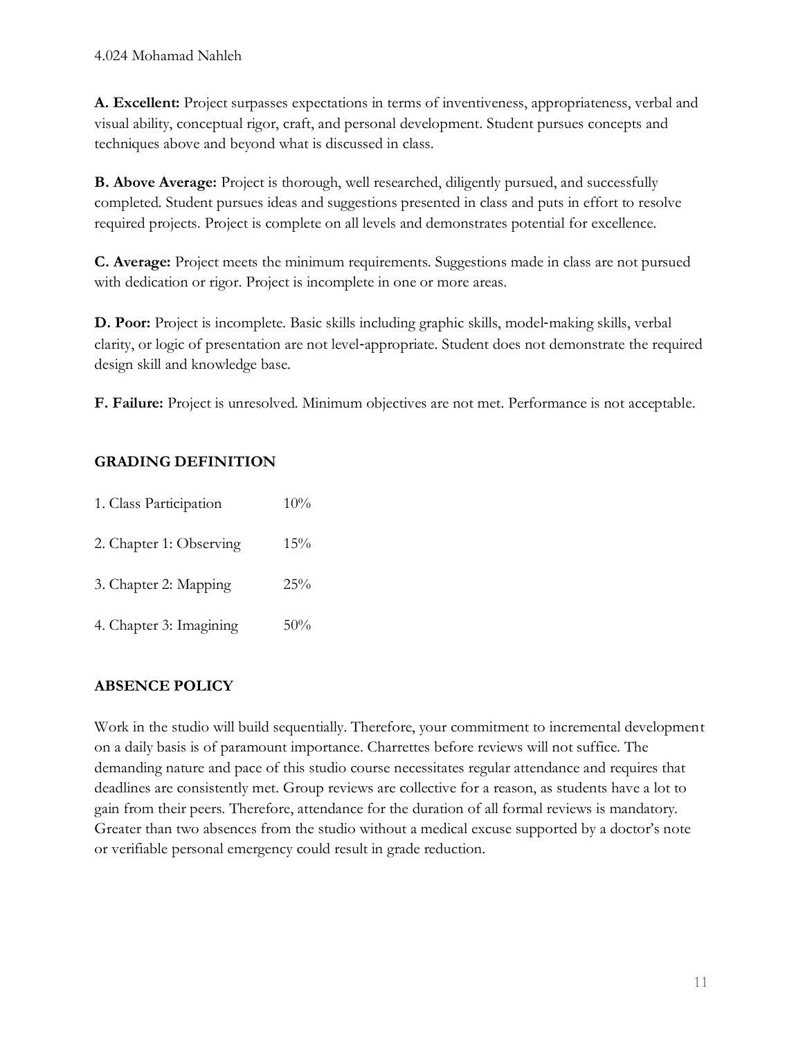**A. Excellent:** Project surpasses expectations in terms of inventiveness, appropriateness, verbal and visual ability, conceptual rigor, craft, and personal development. Student pursues concepts and techniques above and beyond what is discussed in class.

**B. Above Average:** Project is thorough, well researched, diligently pursued, and successfully completed. Student pursues ideas and suggestions presented in class and puts in effort to resolve required projects. Project is complete on all levels and demonstrates potential for excellence.

**C. Average:** Project meets the minimum requirements. Suggestions made in class are not pursued with dedication or rigor. Project is incomplete in one or more areas.

**D. Poor:** Project is incomplete. Basic skills including graphic skills, model-making skills, verbal clarity, or logic of presentation are not level-appropriate. Student does not demonstrate the required design skill and knowledge base.

**F. Failure:** Project is unresolved. Minimum objectives are not met. Performance is not acceptable.

## GRADING DEFINITION

| | |
|---|---|
| 1. Class Participation | 10% |
| 2. Chapter 1: Observing | 15% |
| 3. Chapter 2: Mapping | 25% |
| 4. Chapter 3: Imagining | 50% |

## ABSENCE POLICY

Work in the studio will build sequentially. Therefore, your commitment to incremental development on a daily basis is of paramount importance. Charrettes before reviews will not suffice. The demanding nature and pace of this studio course necessitates regular attendance and requires that deadlines are consistently met. Group reviews are collective for a reason, as students have a lot to gain from their peers. Therefore, attendance for the duration of all formal reviews is mandatory. Greater than two absences from the studio without a medical excuse supported by a doctor's note or verifiable personal emergency could result in grade reduction.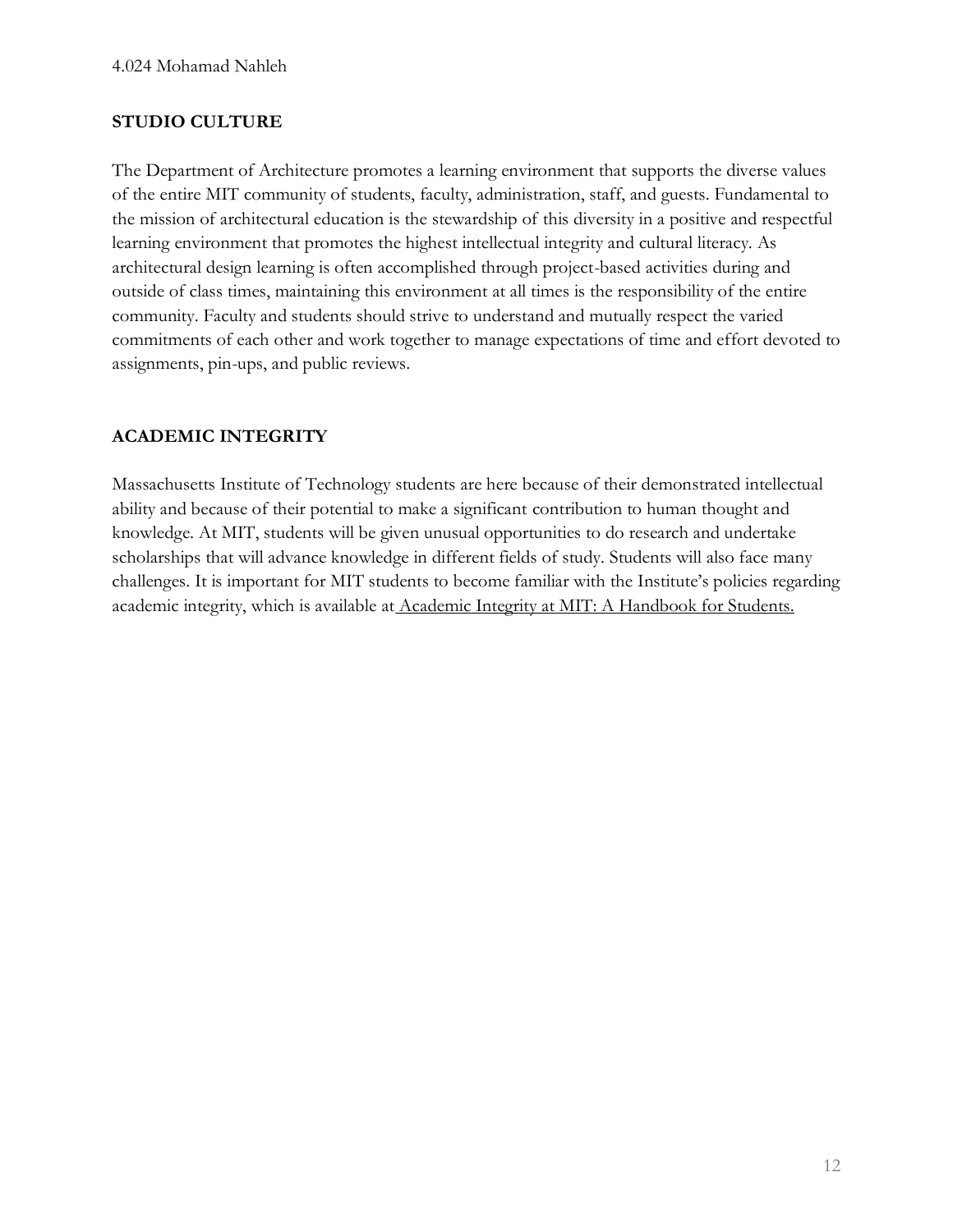## STUDIO CULTURE

The Department of Architecture promotes a learning environment that supports the diverse values of the entire MIT community of students, faculty, administration, staff, and guests. Fundamental to the mission of architectural education is the stewardship of this diversity in a positive and respectful learning environment that promotes the highest intellectual integrity and cultural literacy. As architectural design learning is often accomplished through project-based activities during and outside of class times, maintaining this environment at all times is the responsibility of the entire community. Faculty and students should strive to understand and mutually respect the varied commitments of each other and work together to manage expectations of time and effort devoted to assignments, pin-ups, and public reviews.

## ACADEMIC INTEGRITY

Massachusetts Institute of Technology students are here because of their demonstrated intellectual ability and because of their potential to make a significant contribution to human thought and knowledge. At MIT, students will be given unusual opportunities to do research and undertake scholarships that will advance knowledge in different fields of study. Students will also face many challenges. It is important for MIT students to become familiar with the Institute's policies regarding academic integrity, which is available at Academic Integrity at MIT: A Handbook for Students.